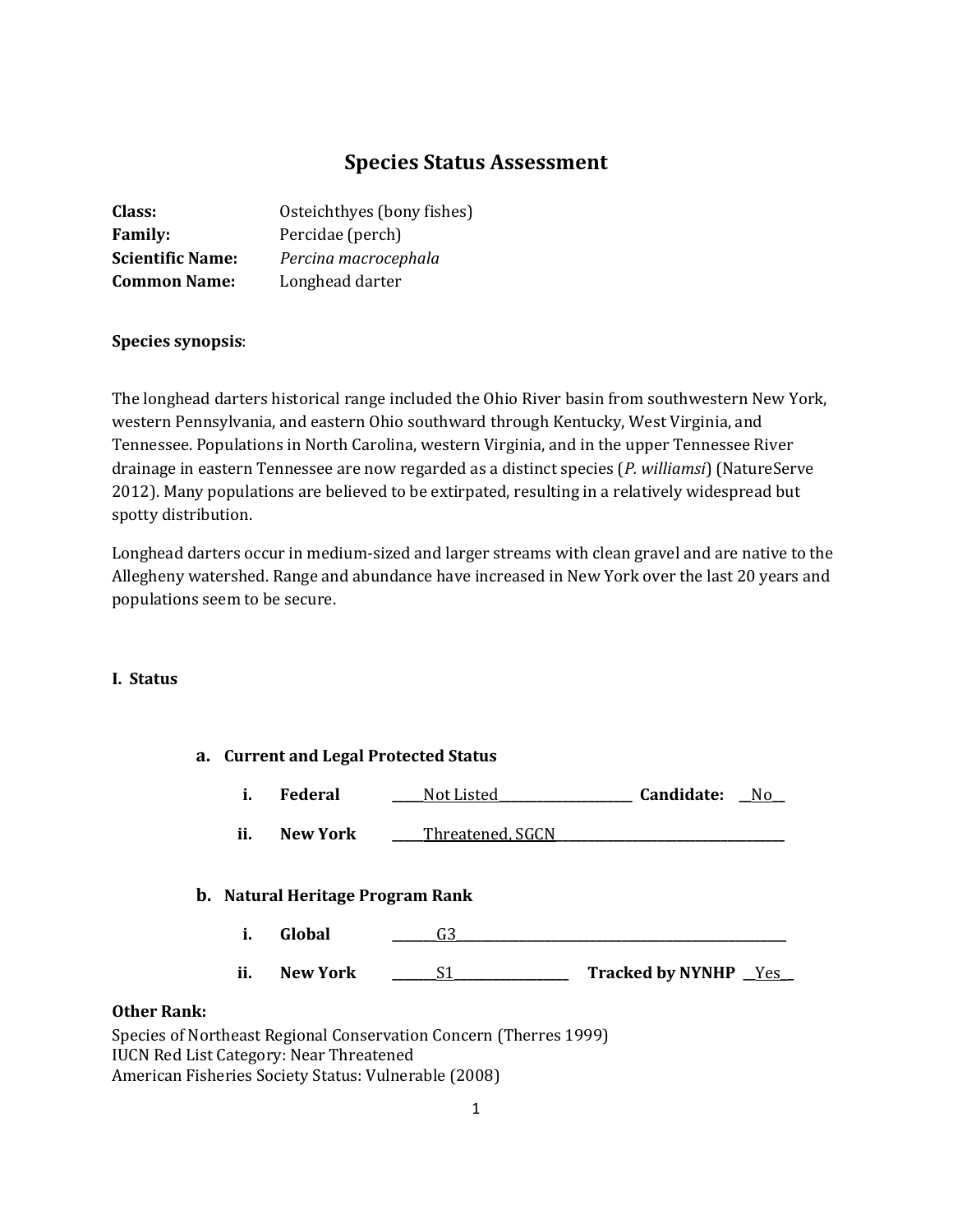# Species Status Assessment

**Class:** Osteichthyes (bony fishes)
**Family:** Percidae (perch)
**Scientific Name:** *Percina macrocephala*
**Common Name:** Longhead darter

**Species synopsis**:

The longhead darters historical range included the Ohio River basin from southwestern New York, western Pennsylvania, and eastern Ohio southward through Kentucky, West Virginia, and Tennessee. Populations in North Carolina, western Virginia, and in the upper Tennessee River drainage in eastern Tennessee are now regarded as a distinct species (*P. williamsi*) (NatureServe 2012). Many populations are believed to be extirpated, resulting in a relatively widespread but spotty distribution.

Longhead darters occur in medium-sized and larger streams with clean gravel and are native to the Allegheny watershed. Range and abundance have increased in New York over the last 20 years and populations seem to be secure.

## I. Status

### a. Current and Legal Protected Status

i. **Federal** Not Listed **Candidate:** No

ii. **New York** Threatened, SGCN

### b. Natural Heritage Program Rank

i. **Global** G3

ii. **New York** S1 **Tracked by NYNHP** Yes

**Other Rank:**

Species of Northeast Regional Conservation Concern (Therres 1999)
IUCN Red List Category: Near Threatened
American Fisheries Society Status: Vulnerable (2008)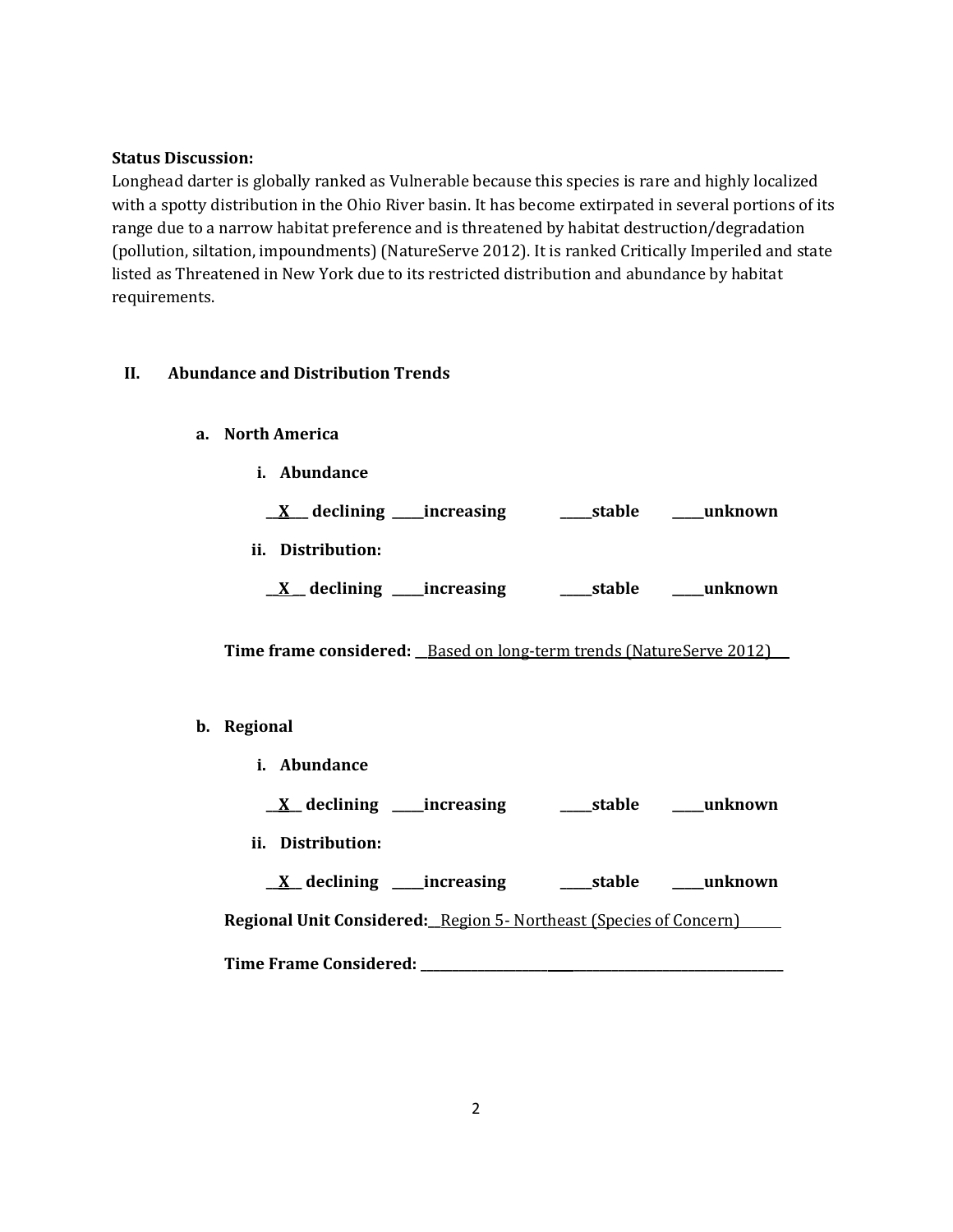**Status Discussion:**
Longhead darter is globally ranked as Vulnerable because this species is rare and highly localized with a spotty distribution in the Ohio River basin. It has become extirpated in several portions of its range due to a narrow habitat preference and is threatened by habitat destruction/degradation (pollution, siltation, impoundments) (NatureServe 2012). It is ranked Critically Imperiled and state listed as Threatened in New York due to its restricted distribution and abundance by habitat requirements.

## II. Abundance and Distribution Trends

### a. North America

**i. Abundance**

**__X__ declining _____increasing _____stable _____unknown**

**ii. Distribution:**

**__X__ declining _____increasing _____stable _____unknown**

**Time frame considered:** __Based on long-term trends (NatureServe 2012)__

### b. Regional

**i. Abundance**

**__X__ declining _____increasing _____stable _____unknown**

**ii. Distribution:**

**__X__ declining _____increasing _____stable _____unknown**

**Regional Unit Considered:**__Region 5- Northeast (Species of Concern)__

**Time Frame Considered:** ________________________________________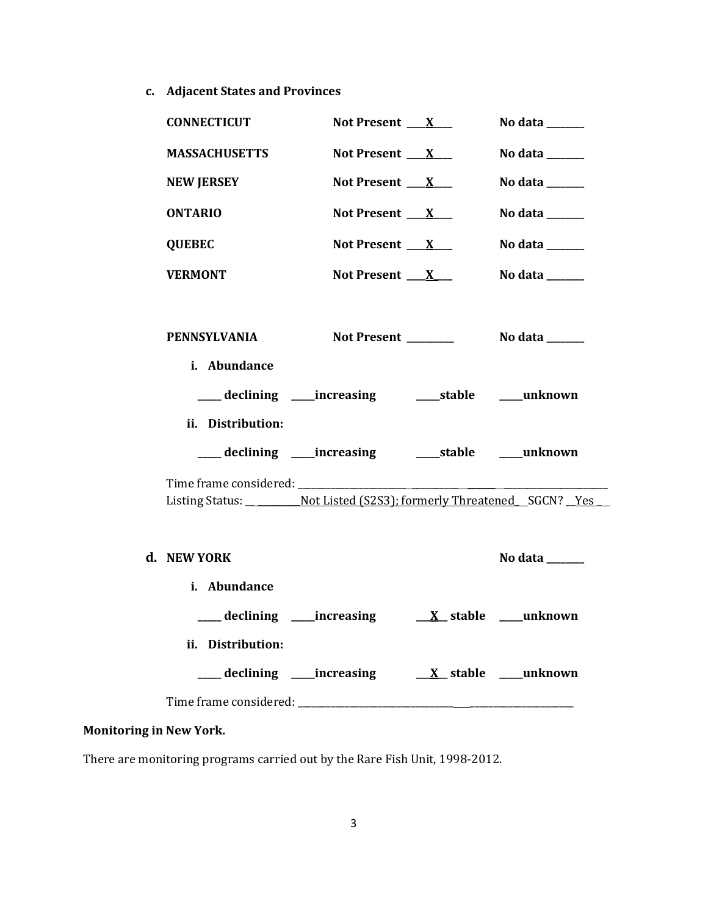c. **Adjacent States and Provinces**

**CONNECTICUT** **Not Present** ___**X**___ **No data** _______

**MASSACHUSETTS** **Not Present** ___**X**___ **No data** _______

**NEW JERSEY** **Not Present** ___**X**___ **No data** _______

**ONTARIO** **Not Present** ___**X**___ **No data** _______

**QUEBEC** **Not Present** ___**X**___ **No data** _______

**VERMONT** **Not Present** ___**X**___ **No data** _______

**PENNSYLVANIA** **Not Present** _________ **No data** _______

i. **Abundance**

_____ **declining** _____**increasing** _____**stable** _____**unknown**

ii. **Distribution:**

_____ **declining** _____**increasing** _____**stable** _____**unknown**

Time frame considered: ___________________________________________

Listing Status: ___Not Listed (S2S3); formerly Threatened___ SGCN? __Yes__

d. **NEW YORK** **No data** _______

i. **Abundance**

_____ **declining** _____**increasing** ___**X**___ **stable** _____**unknown**

ii. **Distribution:**

_____ **declining** _____**increasing** ___**X**___ **stable** _____**unknown**

Time frame considered: ___________________________________________

**Monitoring in New York.**

There are monitoring programs carried out by the Rare Fish Unit, 1998-2012.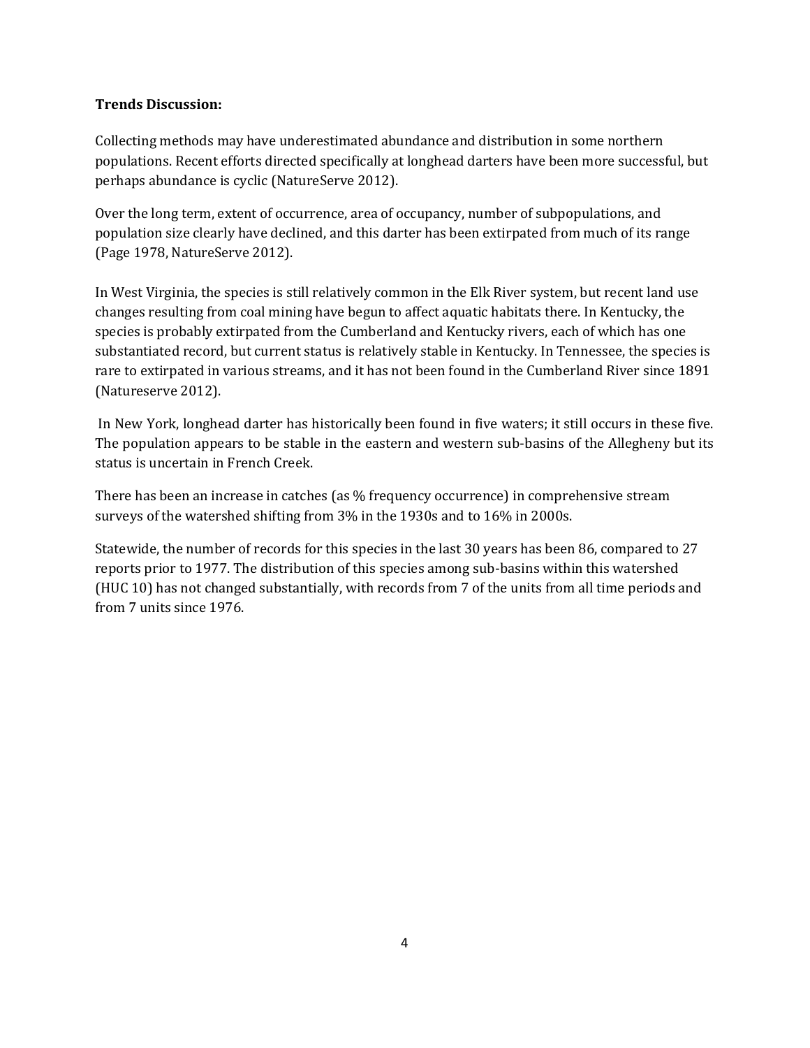**Trends Discussion:**

Collecting methods may have underestimated abundance and distribution in some northern populations. Recent efforts directed specifically at longhead darters have been more successful, but perhaps abundance is cyclic (NatureServe 2012).

Over the long term, extent of occurrence, area of occupancy, number of subpopulations, and population size clearly have declined, and this darter has been extirpated from much of its range (Page 1978, NatureServe 2012).

In West Virginia, the species is still relatively common in the Elk River system, but recent land use changes resulting from coal mining have begun to affect aquatic habitats there. In Kentucky, the species is probably extirpated from the Cumberland and Kentucky rivers, each of which has one substantiated record, but current status is relatively stable in Kentucky. In Tennessee, the species is rare to extirpated in various streams, and it has not been found in the Cumberland River since 1891 (Natureserve 2012).

In New York, longhead darter has historically been found in five waters; it still occurs in these five. The population appears to be stable in the eastern and western sub-basins of the Allegheny but its status is uncertain in French Creek.

There has been an increase in catches (as % frequency occurrence) in comprehensive stream surveys of the watershed shifting from 3% in the 1930s and to 16% in 2000s.

Statewide, the number of records for this species in the last 30 years has been 86, compared to 27 reports prior to 1977. The distribution of this species among sub-basins within this watershed (HUC 10) has not changed substantially, with records from 7 of the units from all time periods and from 7 units since 1976.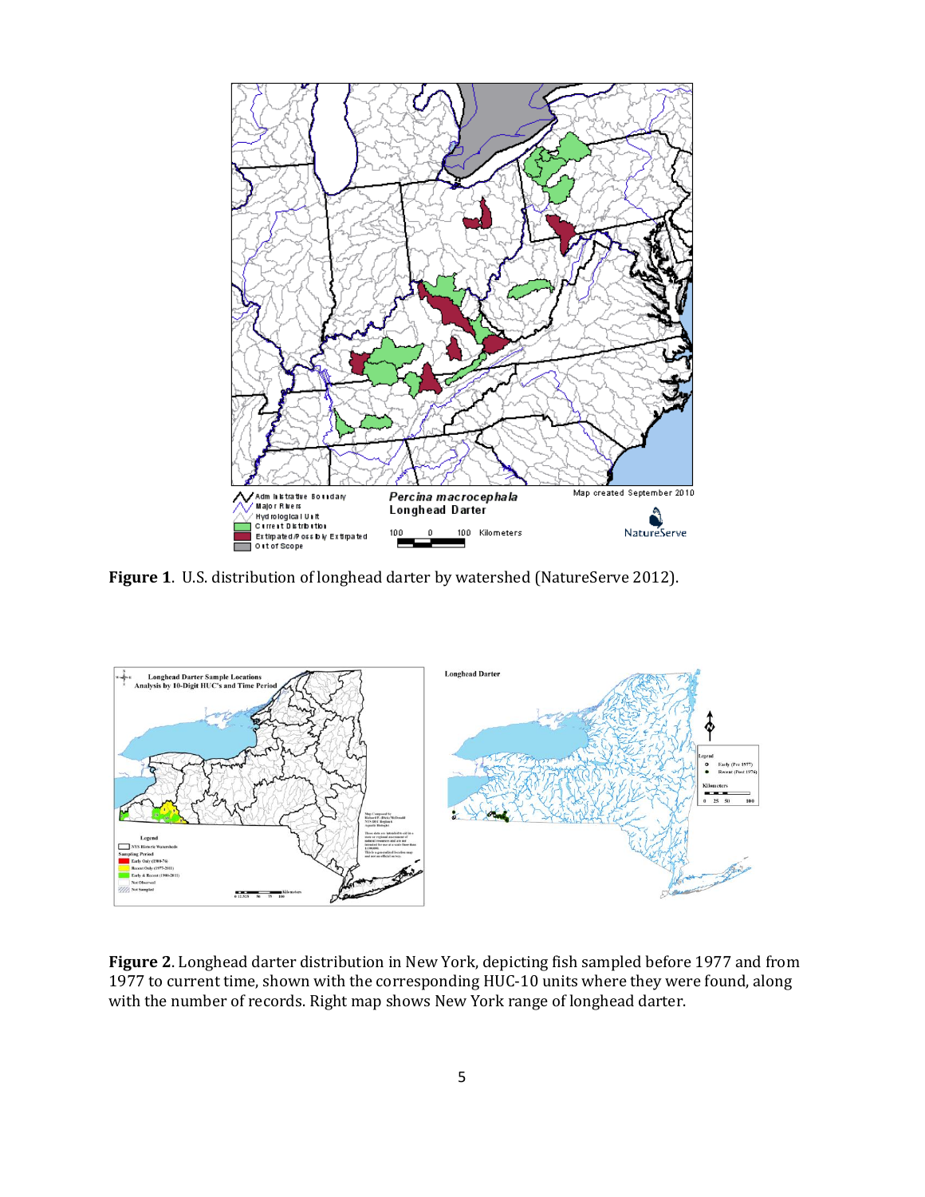**Figure 1**. U.S. distribution of longhead darter by watershed (NatureServe 2012).

**Figure 2**. Longhead darter distribution in New York, depicting fish sampled before 1977 and from 1977 to current time, shown with the corresponding HUC-10 units where they were found, along with the number of records. Right map shows New York range of longhead darter.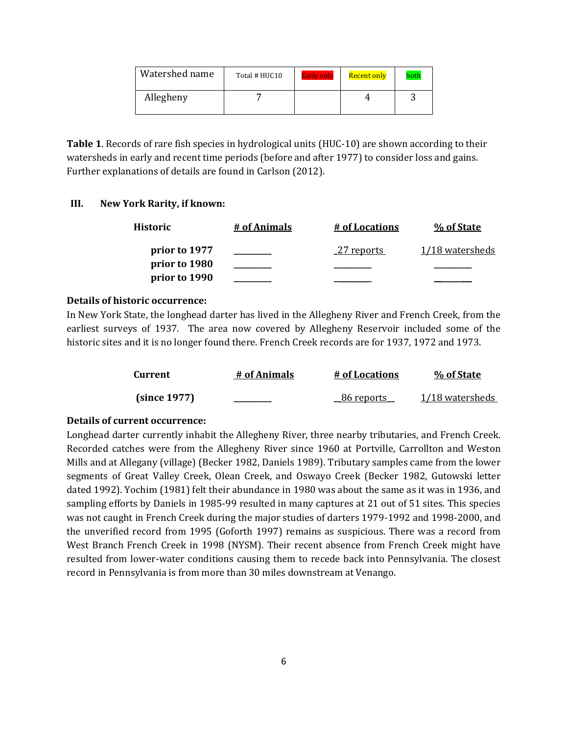| Watershed name | Total # HUC10 | Early only | Recent only | both |
| --- | --- | --- | --- | --- |
| Allegheny | 7 | | 4 | 3 |

**Table 1**. Records of rare fish species in hydrological units (HUC-10) are shown according to their watersheds in early and recent time periods (before and after 1977) to consider loss and gains. Further explanations of details are found in Carlson (2012).

### III. New York Rarity, if known:

| Historic | # of Animals | # of Locations | % of State |
| --- | --- | --- | --- |
| prior to 1977 | _________ | 27 reports | 1/18 watersheds |
| prior to 1980 | _________ | _________ | _________ |
| prior to 1990 | _________ | _________ | _________ |

**Details of historic occurrence:**

In New York State, the longhead darter has lived in the Allegheny River and French Creek, from the earliest surveys of 1937. The area now covered by Allegheny Reservoir included some of the historic sites and it is no longer found there. French Creek records are for 1937, 1972 and 1973.

| Current | # of Animals | # of Locations | % of State |
| --- | --- | --- | --- |
| (since 1977) | _________ | 86 reports | 1/18 watersheds |

**Details of current occurrence:**

Longhead darter currently inhabit the Allegheny River, three nearby tributaries, and French Creek. Recorded catches were from the Allegheny River since 1960 at Portville, Carrollton and Weston Mills and at Allegany (village) (Becker 1982, Daniels 1989). Tributary samples came from the lower segments of Great Valley Creek, Olean Creek, and Oswayo Creek (Becker 1982, Gutowski letter dated 1992). Yochim (1981) felt their abundance in 1980 was about the same as it was in 1936, and sampling efforts by Daniels in 1985-99 resulted in many captures at 21 out of 51 sites. This species was not caught in French Creek during the major studies of darters 1979-1992 and 1998-2000, and the unverified record from 1995 (Goforth 1997) remains as suspicious. There was a record from West Branch French Creek in 1998 (NYSM). Their recent absence from French Creek might have resulted from lower-water conditions causing them to recede back into Pennsylvania. The closest record in Pennsylvania is from more than 30 miles downstream at Venango.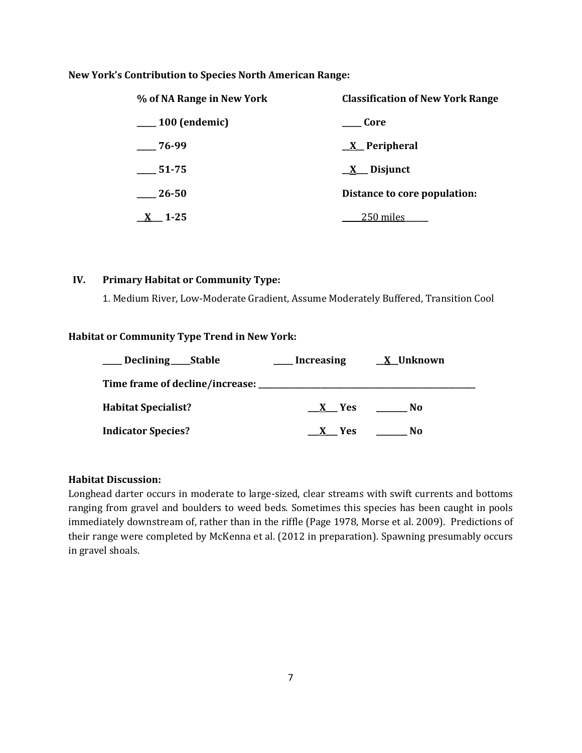**New York's Contribution to Species North American Range:**

| % of NA Range in New York | Classification of New York Range |
|---|---|
| _____ 100 (endemic) | _____ Core |
| _____ 76-99 | __X__ Peripheral |
| _____ 51-75 | __X__ Disjunct |
| _____ 26-50 | **Distance to core population:** |
| __X__ 1-25 | _____250 miles______ |

## IV. Primary Habitat or Community Type:

1. Medium River, Low-Moderate Gradient, Assume Moderately Buffered, Transition Cool

**Habitat or Community Type Trend in New York:**

_____ **Declining** _____ **Stable** _____ **Increasing** __X__ **Unknown**

**Time frame of decline/increase:** ___________________________________

**Habitat Specialist?** __X__ **Yes** ________ **No**

**Indicator Species?** __X__ **Yes** ________ **No**

**Habitat Discussion:**

Longhead darter occurs in moderate to large-sized, clear streams with swift currents and bottoms ranging from gravel and boulders to weed beds. Sometimes this species has been caught in pools immediately downstream of, rather than in the riffle (Page 1978, Morse et al. 2009). Predictions of their range were completed by McKenna et al. (2012 in preparation). Spawning presumably occurs in gravel shoals.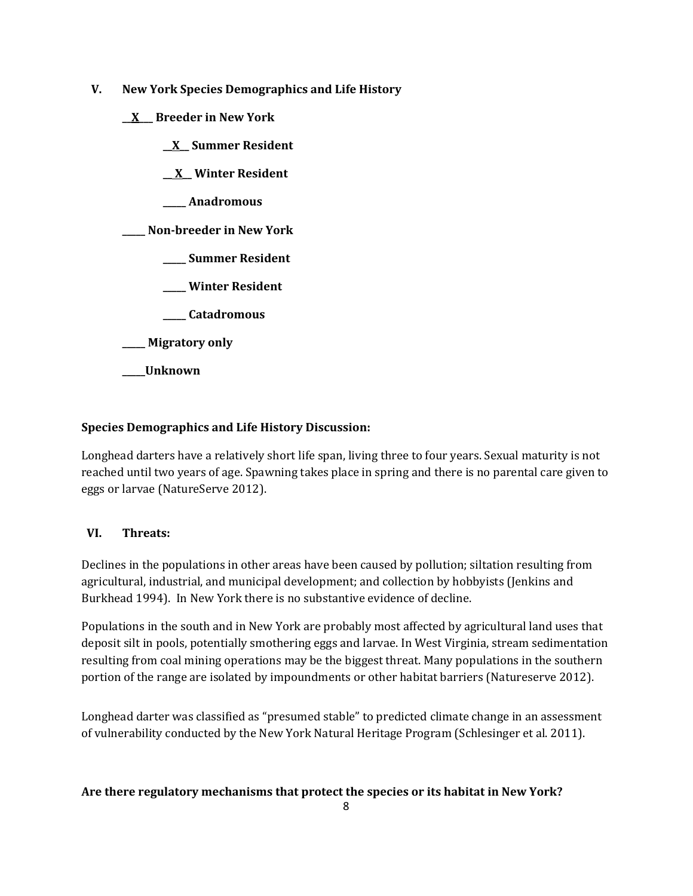## V. New York Species Demographics and Life History

__X__ Breeder in New York

__X__ Summer Resident

__X__ Winter Resident

_____ Anadromous

_____ Non-breeder in New York

_____ Summer Resident

_____ Winter Resident

_____ Catadromous

_____ Migratory only

_____Unknown

**Species Demographics and Life History Discussion:**

Longhead darters have a relatively short life span, living three to four years. Sexual maturity is not reached until two years of age. Spawning takes place in spring and there is no parental care given to eggs or larvae (NatureServe 2012).

## VI. Threats:

Declines in the populations in other areas have been caused by pollution; siltation resulting from agricultural, industrial, and municipal development; and collection by hobbyists (Jenkins and Burkhead 1994). In New York there is no substantive evidence of decline.

Populations in the south and in New York are probably most affected by agricultural land uses that deposit silt in pools, potentially smothering eggs and larvae. In West Virginia, stream sedimentation resulting from coal mining operations may be the biggest threat. Many populations in the southern portion of the range are isolated by impoundments or other habitat barriers (Natureserve 2012).

Longhead darter was classified as "presumed stable" to predicted climate change in an assessment of vulnerability conducted by the New York Natural Heritage Program (Schlesinger et al. 2011).

**Are there regulatory mechanisms that protect the species or its habitat in New York?**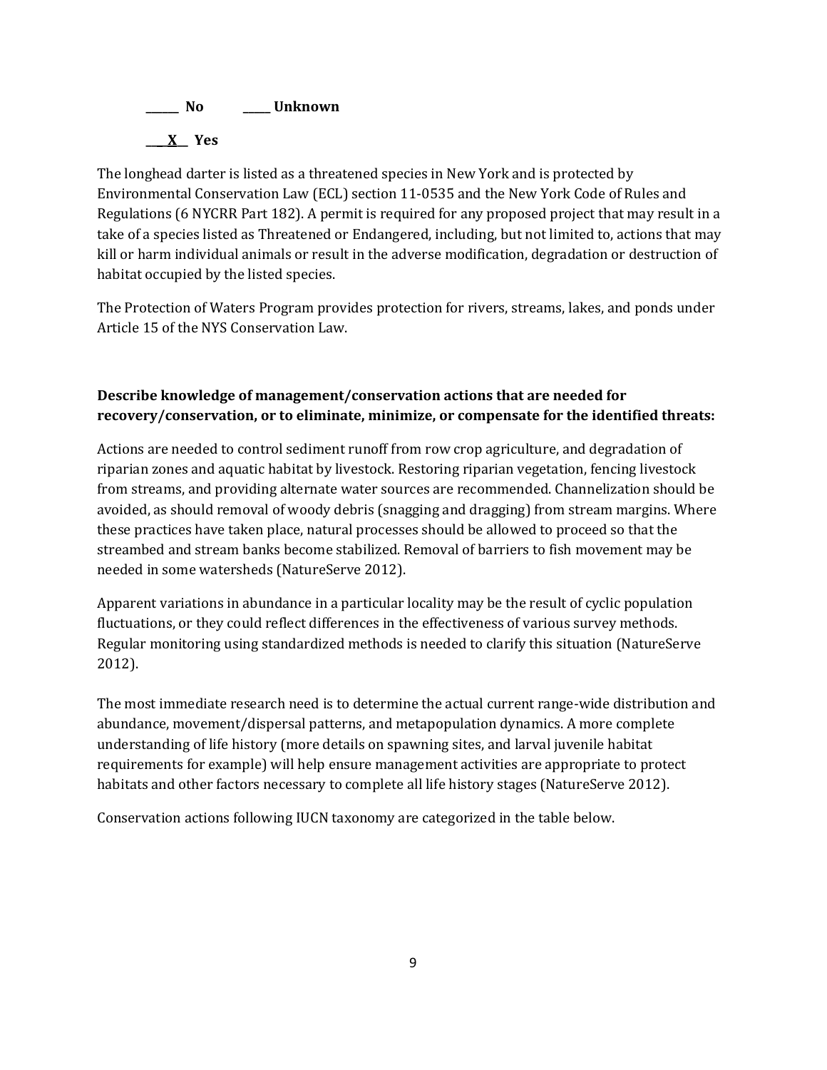**______ No          _____ Unknown**

**___X__ Yes**

The longhead darter is listed as a threatened species in New York and is protected by Environmental Conservation Law (ECL) section 11-0535 and the New York Code of Rules and Regulations (6 NYCRR Part 182). A permit is required for any proposed project that may result in a take of a species listed as Threatened or Endangered, including, but not limited to, actions that may kill or harm individual animals or result in the adverse modification, degradation or destruction of habitat occupied by the listed species.

The Protection of Waters Program provides protection for rivers, streams, lakes, and ponds under Article 15 of the NYS Conservation Law.

**Describe knowledge of management/conservation actions that are needed for recovery/conservation, or to eliminate, minimize, or compensate for the identified threats:**

Actions are needed to control sediment runoff from row crop agriculture, and degradation of riparian zones and aquatic habitat by livestock. Restoring riparian vegetation, fencing livestock from streams, and providing alternate water sources are recommended. Channelization should be avoided, as should removal of woody debris (snagging and dragging) from stream margins. Where these practices have taken place, natural processes should be allowed to proceed so that the streambed and stream banks become stabilized. Removal of barriers to fish movement may be needed in some watersheds (NatureServe 2012).

Apparent variations in abundance in a particular locality may be the result of cyclic population fluctuations, or they could reflect differences in the effectiveness of various survey methods. Regular monitoring using standardized methods is needed to clarify this situation (NatureServe 2012).

The most immediate research need is to determine the actual current range-wide distribution and abundance, movement/dispersal patterns, and metapopulation dynamics. A more complete understanding of life history (more details on spawning sites, and larval juvenile habitat requirements for example) will help ensure management activities are appropriate to protect habitats and other factors necessary to complete all life history stages (NatureServe 2012).

Conservation actions following IUCN taxonomy are categorized in the table below.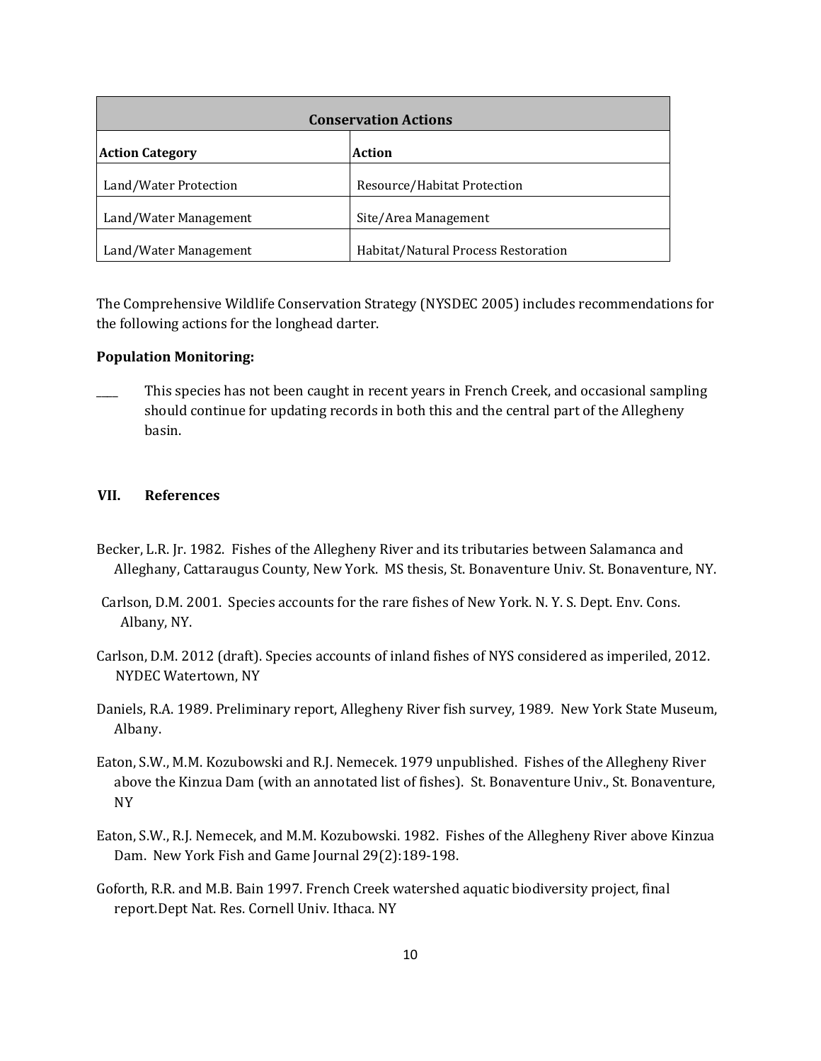| Conservation Actions | |
|---|---|
| **Action Category** | **Action** |
| Land/Water Protection | Resource/Habitat Protection |
| Land/Water Management | Site/Area Management |
| Land/Water Management | Habitat/Natural Process Restoration |

The Comprehensive Wildlife Conservation Strategy (NYSDEC 2005) includes recommendations for the following actions for the longhead darter.

**Population Monitoring:**

____ This species has not been caught in recent years in French Creek, and occasional sampling should continue for updating records in both this and the central part of the Allegheny basin.

## VII. References

Becker, L.R. Jr. 1982. Fishes of the Allegheny River and its tributaries between Salamanca and Alleghany, Cattaraugus County, New York. MS thesis, St. Bonaventure Univ. St. Bonaventure, NY.

Carlson, D.M. 2001. Species accounts for the rare fishes of New York. N. Y. S. Dept. Env. Cons. Albany, NY.

Carlson, D.M. 2012 (draft). Species accounts of inland fishes of NYS considered as imperiled, 2012. NYDEC Watertown, NY

Daniels, R.A. 1989. Preliminary report, Allegheny River fish survey, 1989. New York State Museum, Albany.

Eaton, S.W., M.M. Kozubowski and R.J. Nemecek. 1979 unpublished. Fishes of the Allegheny River above the Kinzua Dam (with an annotated list of fishes). St. Bonaventure Univ., St. Bonaventure, NY

Eaton, S.W., R.J. Nemecek, and M.M. Kozubowski. 1982. Fishes of the Allegheny River above Kinzua Dam. New York Fish and Game Journal 29(2):189-198.

Goforth, R.R. and M.B. Bain 1997. French Creek watershed aquatic biodiversity project, final report.Dept Nat. Res. Cornell Univ. Ithaca. NY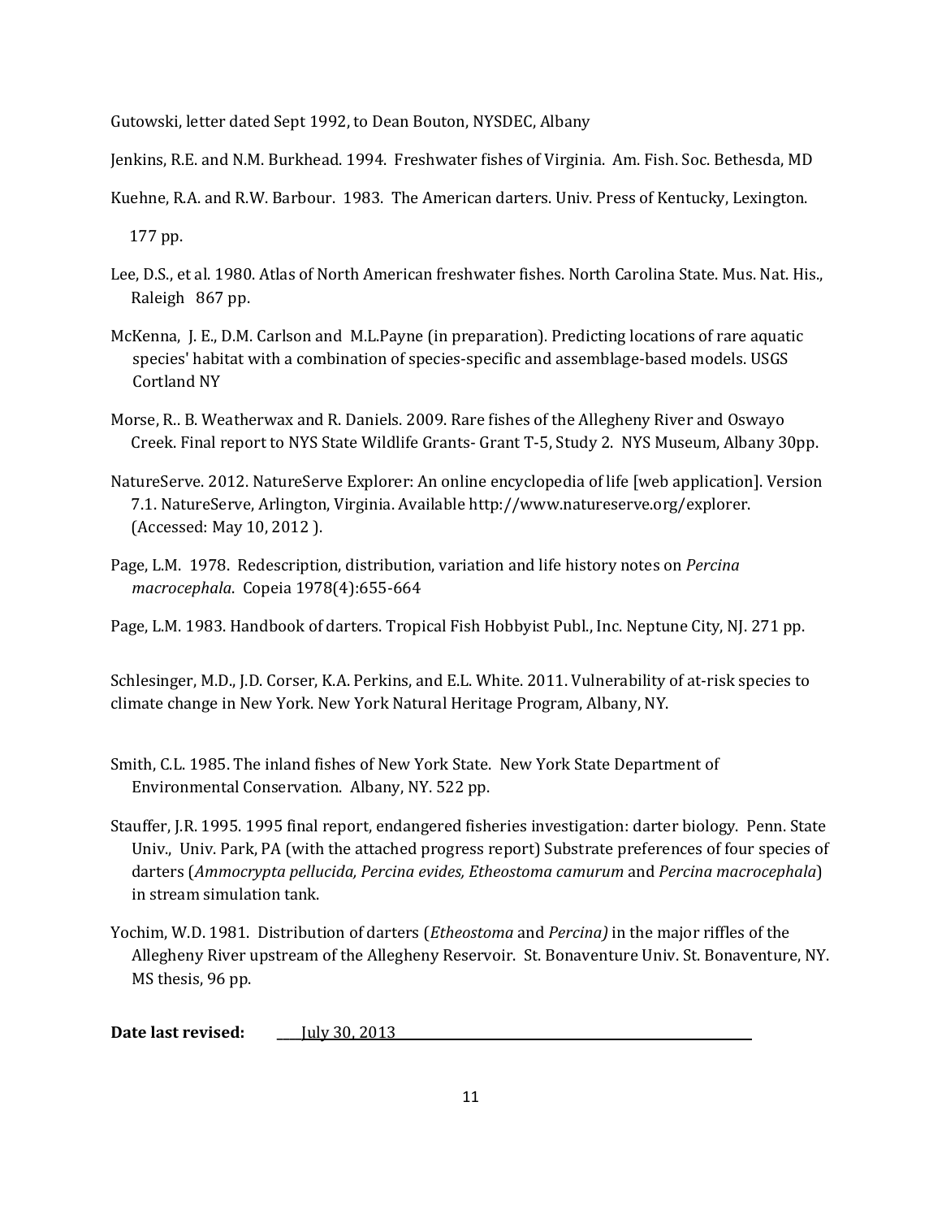Gutowski, letter dated Sept 1992, to Dean Bouton, NYSDEC, Albany

Jenkins, R.E. and N.M. Burkhead. 1994. Freshwater fishes of Virginia. Am. Fish. Soc. Bethesda, MD

Kuehne, R.A. and R.W. Barbour. 1983. The American darters. Univ. Press of Kentucky, Lexington. 177 pp.

Lee, D.S., et al. 1980. Atlas of North American freshwater fishes. North Carolina State. Mus. Nat. His., Raleigh 867 pp.

McKenna, J. E., D.M. Carlson and M.L.Payne (in preparation). Predicting locations of rare aquatic species' habitat with a combination of species-specific and assemblage-based models. USGS Cortland NY

Morse, R.. B. Weatherwax and R. Daniels. 2009. Rare fishes of the Allegheny River and Oswayo Creek. Final report to NYS State Wildlife Grants- Grant T-5, Study 2. NYS Museum, Albany 30pp.

NatureServe. 2012. NatureServe Explorer: An online encyclopedia of life [web application]. Version 7.1. NatureServe, Arlington, Virginia. Available http://www.natureserve.org/explorer. (Accessed: May 10, 2012 ).

Page, L.M. 1978. Redescription, distribution, variation and life history notes on *Percina macrocephala*. Copeia 1978(4):655-664

Page, L.M. 1983. Handbook of darters. Tropical Fish Hobbyist Publ., Inc. Neptune City, NJ. 271 pp.

Schlesinger, M.D., J.D. Corser, K.A. Perkins, and E.L. White. 2011. Vulnerability of at-risk species to climate change in New York. New York Natural Heritage Program, Albany, NY.

Smith, C.L. 1985. The inland fishes of New York State. New York State Department of Environmental Conservation. Albany, NY. 522 pp.

Stauffer, J.R. 1995. 1995 final report, endangered fisheries investigation: darter biology. Penn. State Univ., Univ. Park, PA (with the attached progress report) Substrate preferences of four species of darters (*Ammocrypta pellucida, Percina evides, Etheostoma camurum* and *Percina macrocephala*) in stream simulation tank.

Yochim, W.D. 1981. Distribution of darters (*Etheostoma* and *Percina)* in the major riffles of the Allegheny River upstream of the Allegheny Reservoir. St. Bonaventure Univ. St. Bonaventure, NY. MS thesis, 96 pp.

**Date last revised:** July 30, 2013